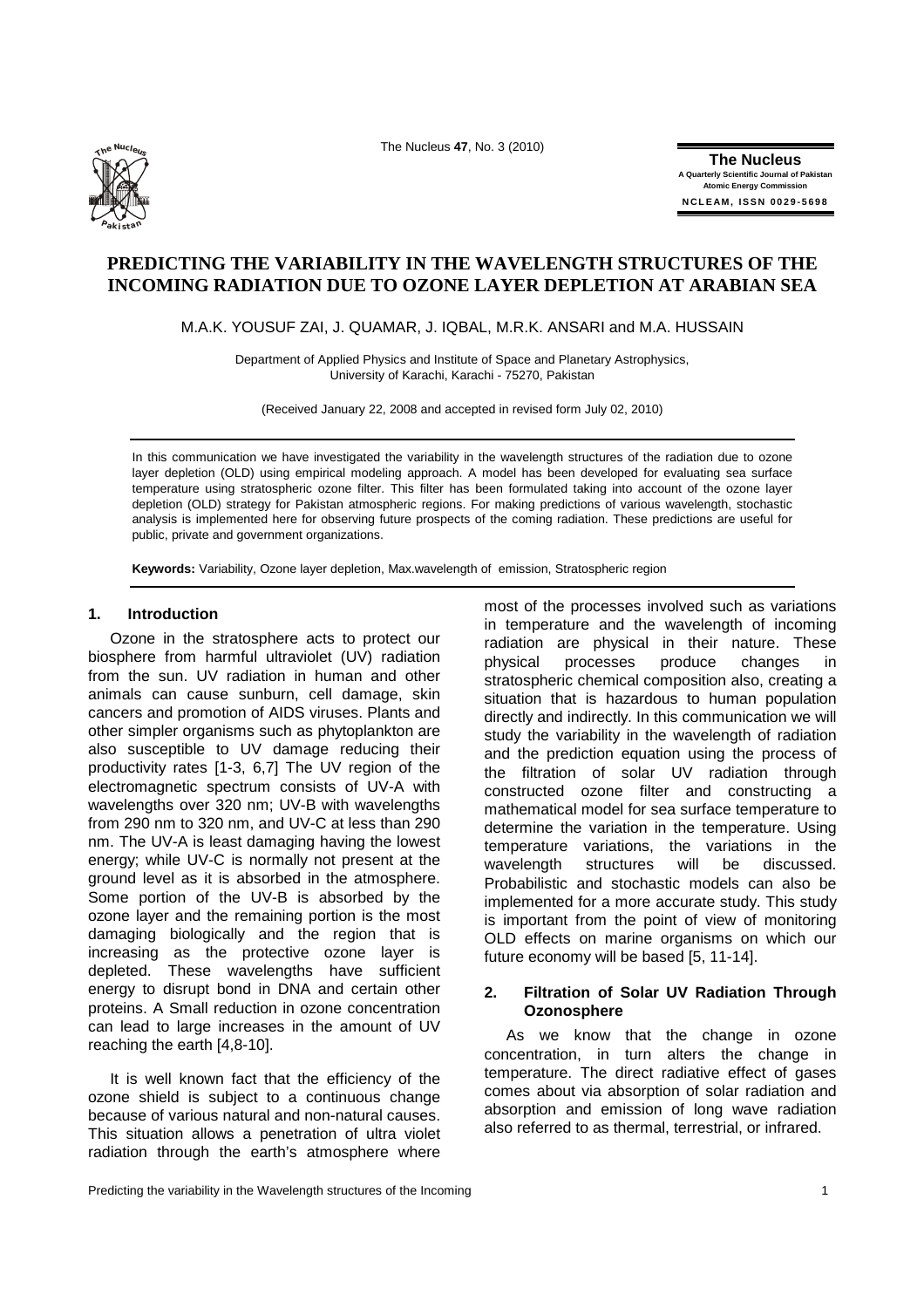# PREDICTING THE VARIABILITY IN THE WAVELENGTH STRUCTURES OF THE INCOMING RADIATION DUE TO OZONE LAYER DEPLETION AT ARABIAN SEA

M.A.K. YOUSUF ZAI, J. QUAMAR, J. IQBAL, M.R.K. ANSARI and M.A. HUSSAIN

Department of Applied Physics and Institute of Space and Planetary Astrophysics, University of Karachi, Karachi - 75270, Pakistan

(Received January 22, 2008 and accepted in revised form July 02, 2010)

In this communication we have investigated the variability in the wavelength structures of the radiation due to ozone layer depletion (OLD) using empirical modeling approach. A model has been developed for evaluating sea surface temperature using stratospheric ozone filter. This filter has been formulated taking into account of the ozone layer depletion (OLD) strategy for Pakistan atmospheric regions. For making predictions of various wavelength, stochastic analysis is implemented here for observing future prospects of the coming radiation. These predictions are useful for public, private and government organizations.

**Keywords:** Variability, Ozone layer depletion, Max.wavelength of emission, Stratospheric region

## 1. Introduction

Ozone in the stratosphere acts to protect our biosphere from harmful ultraviolet (UV) radiation from the sun. UV radiation in human and other animals can cause sunburn, cell damage, skin cancers and promotion of AIDS viruses. Plants and other simpler organisms such as phytoplankton are also susceptible to UV damage reducing their productivity rates [1-3, 6,7] The UV region of the electromagnetic spectrum consists of UV-A with wavelengths over 320 nm; UV-B with wavelengths from 290 nm to 320 nm, and UV-C at less than 290 nm. The UV-A is least damaging having the lowest energy; while UV-C is normally not present at the ground level as it is absorbed in the atmosphere. Some portion of the UV-B is absorbed by the ozone layer and the remaining portion is the most damaging biologically and the region that is increasing as the protective ozone layer is depleted. These wavelengths have sufficient energy to disrupt bond in DNA and certain other proteins. A Small reduction in ozone concentration can lead to large increases in the amount of UV reaching the earth [4,8-10].

It is well known fact that the efficiency of the ozone shield is subject to a continuous change because of various natural and non-natural causes. This situation allows a penetration of ultra violet radiation through the earth's atmosphere where most of the processes involved such as variations in temperature and the wavelength of incoming radiation are physical in their nature. These physical processes produce changes in stratospheric chemical composition also, creating a situation that is hazardous to human population directly and indirectly. In this communication we will study the variability in the wavelength of radiation and the prediction equation using the process of the filtration of solar UV radiation through constructed ozone filter and constructing a mathematical model for sea surface temperature to determine the variation in the temperature. Using temperature variations, the variations in the wavelength structures will be discussed. Probabilistic and stochastic models can also be implemented for a more accurate study. This study is important from the point of view of monitoring OLD effects on marine organisms on which our future economy will be based [5, 11-14].

## 2. Filtration of Solar UV Radiation Through Ozonosphere

As we know that the change in ozone concentration, in turn alters the change in temperature. The direct radiative effect of gases comes about via absorption of solar radiation and absorption and emission of long wave radiation also referred to as thermal, terrestrial, or infrared.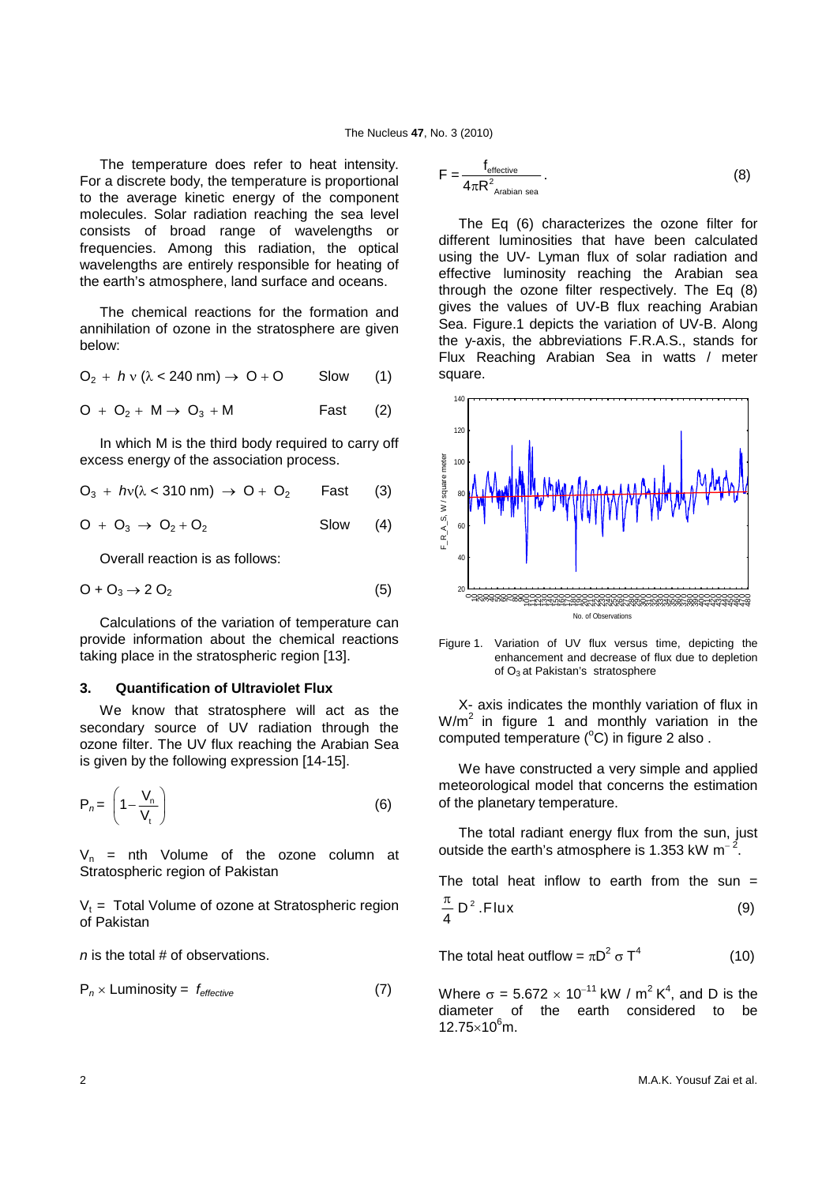The temperature does refer to heat intensity. For a discrete body, the temperature is proportional to the average kinetic energy of the component molecules. Solar radiation reaching the sea level consists of broad range of wavelengths or frequencies. Among this radiation, the optical wavelengths are entirely responsible for heating of the earth's atmosphere, land surface and oceans.

The chemical reactions for the formation and annihilation of ozone in the stratosphere are given below:

$$O_2 + h\nu\ (\lambda < 240\ \text{nm}) \rightarrow O + O \qquad \text{Slow} \qquad (1)$$

$$O + O_2 + M \rightarrow O_3 + M \qquad \text{Fast} \qquad (2)$$

In which M is the third body required to carry off excess energy of the association process.

$$O_3 + h\nu(\lambda < 310\ \text{nm}) \rightarrow O + O_2 \qquad \text{Fast} \qquad (3)$$

$$O + O_3 \rightarrow O_2 + O_2 \qquad \text{Slow} \qquad (4)$$

Overall reaction is as follows:

$$O + O_3 \rightarrow 2\,O_2 \qquad (5)$$

Calculations of the variation of temperature can provide information about the chemical reactions taking place in the stratospheric region [13].

### 3. Quantification of Ultraviolet Flux

We know that stratosphere will act as the secondary source of UV radiation through the ozone filter. The UV flux reaching the Arabian Sea is given by the following expression [14-15].

$$P_n = \left(1 - \frac{V_n}{V_t}\right) \qquad (6)$$

$V_n$ = nth Volume of the ozone column at Stratospheric region of Pakistan

$V_t$ = Total Volume of ozone at Stratospheric region of Pakistan

*n* is the total # of observations.

$$P_n \times \text{Luminosity} = f_{effective} \qquad (7)$$

$$F = \frac{f_{effective}}{4\pi R^2_{\text{Arabian sea}}}. \qquad (8)$$

The Eq (6) characterizes the ozone filter for different luminosities that have been calculated using the UV- Lyman flux of solar radiation and effective luminosity reaching the Arabian sea through the ozone filter respectively. The Eq (8) gives the values of UV-B flux reaching Arabian Sea. Figure.1 depicts the variation of UV-B. Along the y-axis, the abbreviations F.R.A.S., stands for Flux Reaching Arabian Sea in watts / meter square.

Figure 1. Variation of UV flux versus time, depicting the enhancement and decrease of flux due to depletion of $O_3$ at Pakistan's stratosphere

X- axis indicates the monthly variation of flux in $W/m^2$ in figure 1 and monthly variation in the computed temperature ($^oC$) in figure 2 also .

We have constructed a very simple and applied meteorological model that concerns the estimation of the planetary temperature.

The total radiant energy flux from the sun, just outside the earth's atmosphere is 1.353 kW $m^{-2}$.

The total heat inflow to earth from the sun =

$$\frac{\pi}{4} D^2.\text{Flux} \qquad (9)$$

$$\text{The total heat outflow} = \pi D^2 \sigma T^4 \qquad (10)$$

Where $\sigma = 5.672 \times 10^{-11}$ kW / $m^2 K^4$, and D is the diameter of the earth considered to be $12.75 \times 10^6$m.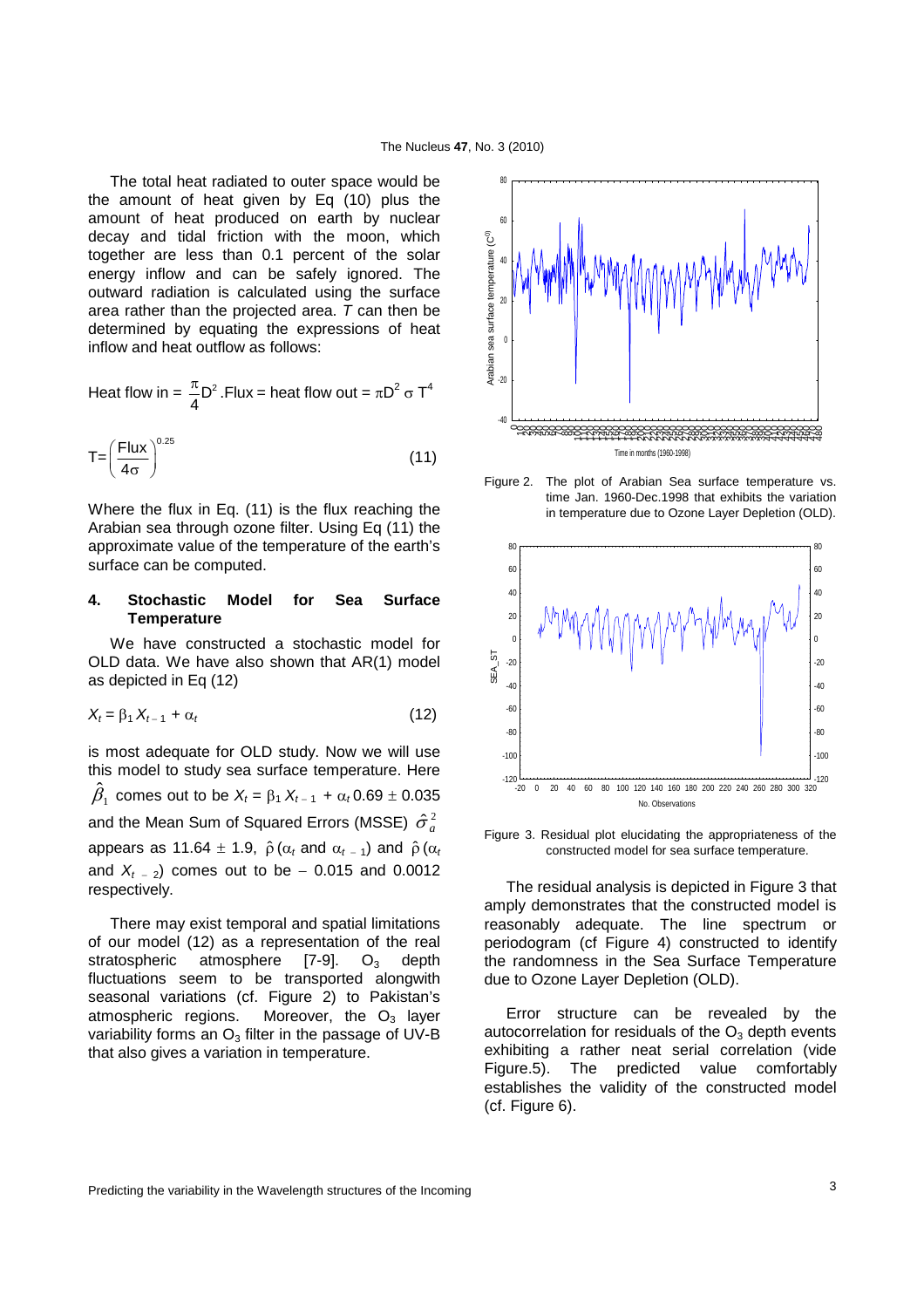The total heat radiated to outer space would be the amount of heat given by Eq (10) plus the amount of heat produced on earth by nuclear decay and tidal friction with the moon, which together are less than 0.1 percent of the solar energy inflow and can be safely ignored. The outward radiation is calculated using the surface area rather than the projected area. *T* can then be determined by equating the expressions of heat inflow and heat outflow as follows:

$$\text{Heat flow in} = \frac{\pi}{4}D^2.\text{Flux} = \text{heat flow out} = \pi D^2 \sigma T^4$$

$$T = \left(\frac{\text{Flux}}{4\sigma}\right)^{0.25} \tag{11}$$

Where the flux in Eq. (11) is the flux reaching the Arabian sea through ozone filter. Using Eq (11) the approximate value of the temperature of the earth's surface can be computed.

## 4. Stochastic Model for Sea Surface Temperature

We have constructed a stochastic model for OLD data. We have also shown that AR(1) model as depicted in Eq (12)

$$X_t = \beta_1 X_{t-1} + \alpha_t \tag{12}$$

is most adequate for OLD study. Now we will use this model to study sea surface temperature. Here $\hat{\beta}_1$ comes out to be $X_t = \beta_1 X_{t-1} + \alpha_t$ 0.69 ± 0.035 and the Mean Sum of Squared Errors (MSSE) $\hat{\sigma}_a^2$ appears as 11.64 ± 1.9, $\hat{\rho}$ ($\alpha_t$ and $\alpha_{t-1}$) and $\hat{\rho}$ ($\alpha_t$ and $X_{t-2}$) comes out to be − 0.015 and 0.0012 respectively.

There may exist temporal and spatial limitations of our model (12) as a representation of the real stratospheric atmosphere [7-9]. $O_3$ depth fluctuations seem to be transported alongwith seasonal variations (cf. Figure 2) to Pakistan's atmospheric regions. Moreover, the $O_3$ layer variability forms an $O_3$ filter in the passage of UV-B that also gives a variation in temperature.

Figure 2. The plot of Arabian Sea surface temperature vs. time Jan. 1960-Dec.1998 that exhibits the variation in temperature due to Ozone Layer Depletion (OLD).

Figure 3. Residual plot elucidating the appropriateness of the constructed model for sea surface temperature.

The residual analysis is depicted in Figure 3 that amply demonstrates that the constructed model is reasonably adequate. The line spectrum or periodogram (cf Figure 4) constructed to identify the randomness in the Sea Surface Temperature due to Ozone Layer Depletion (OLD).

Error structure can be revealed by the autocorrelation for residuals of the $O_3$ depth events exhibiting a rather neat serial correlation (vide Figure.5). The predicted value comfortably establishes the validity of the constructed model (cf. Figure 6).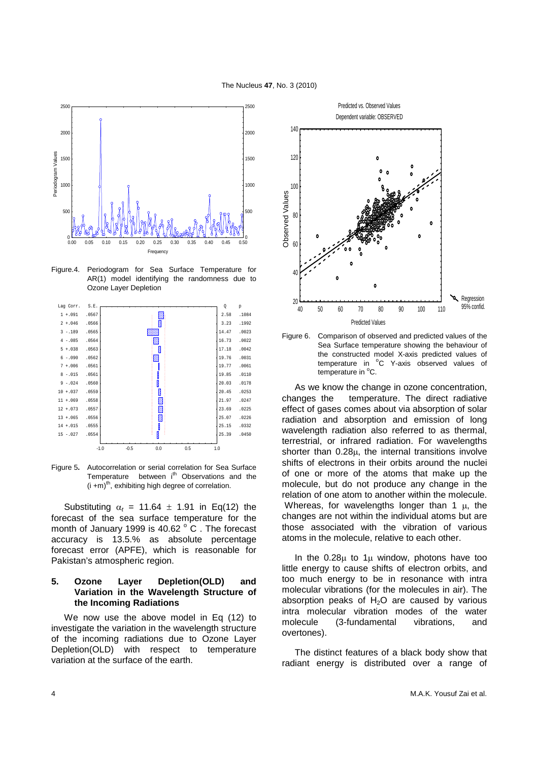Figure.4. Periodogram for Sea Surface Temperature for AR(1) model identifying the randomness due to Ozone Layer Depletion

| Lag | Corr. | S.E. | Q | p |
|---|---|---|---|---|
| 1 | +.091 | .0567 | 2.58 | .1084 |
| 2 | +.046 | .0566 | 3.23 | .1992 |
| 3 | -.189 | .0565 | 14.47 | .0023 |
| 4 | -.085 | .0564 | 16.73 | .0022 |
| 5 | +.038 | .0563 | 17.18 | .0042 |
| 6 | -.090 | .0562 | 19.76 | .0031 |
| 7 | +.006 | .0561 | 19.77 | .0061 |
| 8 | -.015 | .0561 | 19.85 | .0110 |
| 9 | -.024 | .0560 | 20.03 | .0178 |
| 10 | +.037 | .0559 | 20.45 | .0253 |
| 11 | +.069 | .0558 | 21.97 | .0247 |
| 12 | +.073 | .0557 | 23.69 | .0225 |
| 13 | +.065 | .0556 | 25.07 | .0226 |
| 14 | +.015 | .0555 | 25.15 | .0332 |
| 15 | -.027 | .0554 | 25.39 | .0450 |

Figure 5. Autocorrelation or serial correlation for Sea Surface Temperature between $i^{th}$ Observations and the $(i+m)^{th}$, exhibiting high degree of correlation.

Substituting $\alpha_t$ = 11.64 $\pm$ 1.91 in Eq(12) the forecast of the sea surface temperature for the month of January 1999 is 40.62 $^{o}$C . The forecast accuracy is 13.5.% as absolute percentage forecast error (APFE), which is reasonable for Pakistan's atmospheric region.

## 5. Ozone Layer Depletion(OLD) and Variation in the Wavelength Structure of the Incoming Radiations

We now use the above model in Eq (12) to investigate the variation in the wavelength structure of the incoming radiations due to Ozone Layer Depletion(OLD) with respect to temperature variation at the surface of the earth.

Figure 6. Comparison of observed and predicted values of the Sea Surface temperature showing the behaviour of the constructed model X-axis predicted values of temperature in $^{o}$C Y-axis observed values of temperature in $^{o}$C.

As we know the change in ozone concentration, changes the temperature. The direct radiative effect of gases comes about via absorption of solar radiation and absorption and emission of long wavelength radiation also referred to as thermal, terrestrial, or infrared radiation. For wavelengths shorter than 0.28$\mu$, the internal transitions involve shifts of electrons in their orbits around the nuclei of one or more of the atoms that make up the molecule, but do not produce any change in the relation of one atom to another within the molecule. Whereas, for wavelengths longer than 1 $\mu$, the changes are not within the individual atoms but are those associated with the vibration of various atoms in the molecule, relative to each other.

In the 0.28$\mu$ to 1$\mu$ window, photons have too little energy to cause shifts of electron orbits, and too much energy to be in resonance with intra molecular vibrations (for the molecules in air). The absorption peaks of $H_2O$ are caused by various intra molecular vibration modes of the water molecule (3-fundamental vibrations, and overtones).

The distinct features of a black body show that radiant energy is distributed over a range of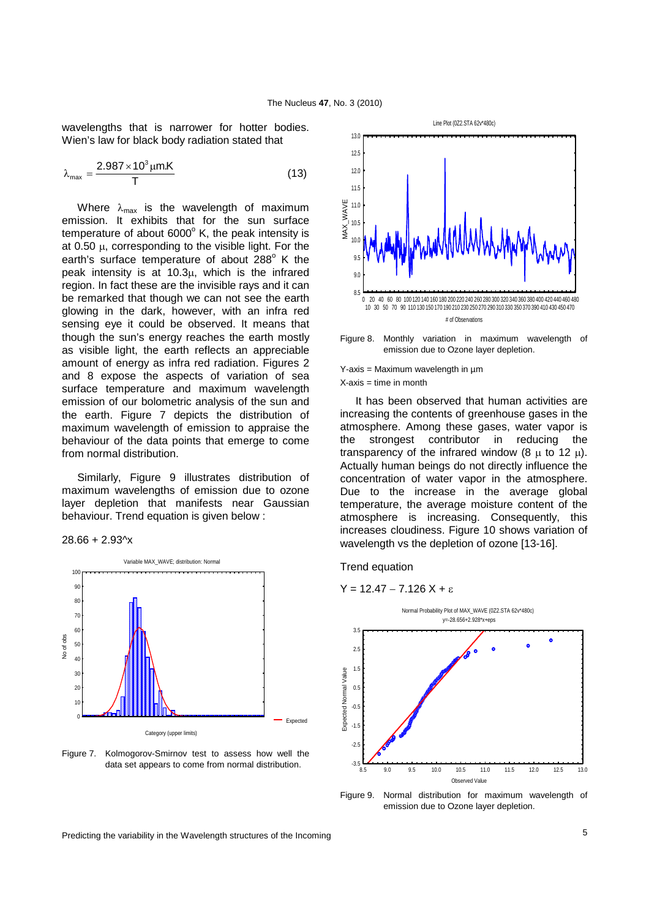wavelengths that is narrower for hotter bodies. Wien's law for black body radiation stated that

$$\lambda_{max} = \frac{2.987 \times 10^3 \,\mu m.K}{T} \tag{13}$$

Where $\lambda_{max}$ is the wavelength of maximum emission. It exhibits that for the sun surface temperature of about 6000° K, the peak intensity is at 0.50 μ, corresponding to the visible light. For the earth's surface temperature of about 288° K the peak intensity is at 10.3μ, which is the infrared region. In fact these are the invisible rays and it can be remarked that though we can not see the earth glowing in the dark, however, with an infra red sensing eye it could be observed. It means that though the sun's energy reaches the earth mostly as visible light, the earth reflects an appreciable amount of energy as infra red radiation. Figures 2 and 8 expose the aspects of variation of sea surface temperature and maximum wavelength emission of our bolometric analysis of the sun and the earth. Figure 7 depicts the distribution of maximum wavelength of emission to appraise the behaviour of the data points that emerge to come from normal distribution.

Similarly, Figure 9 illustrates distribution of maximum wavelengths of emission due to ozone layer depletion that manifests near Gaussian behaviour. Trend equation is given below :

28.66 + 2.93^x

Figure 7. Kolmogorov-Smirnov test to assess how well the data set appears to come from normal distribution.

Figure 8. Monthly variation in maximum wavelength of emission due to Ozone layer depletion.

Y-axis = Maximum wavelength in μm

X-axis = time in month

It has been observed that human activities are increasing the contents of greenhouse gases in the atmosphere. Among these gases, water vapor is the strongest contributor in reducing the transparency of the infrared window (8 μ to 12 μ). Actually human beings do not directly influence the concentration of water vapor in the atmosphere. Due to the increase in the average global temperature, the average moisture content of the atmosphere is increasing. Consequently, this increases cloudiness. Figure 10 shows variation of wavelength vs the depletion of ozone [13-16].

Trend equation

$$Y = 12.47 - 7.126\, X + \varepsilon$$

Figure 9. Normal distribution for maximum wavelength of emission due to Ozone layer depletion.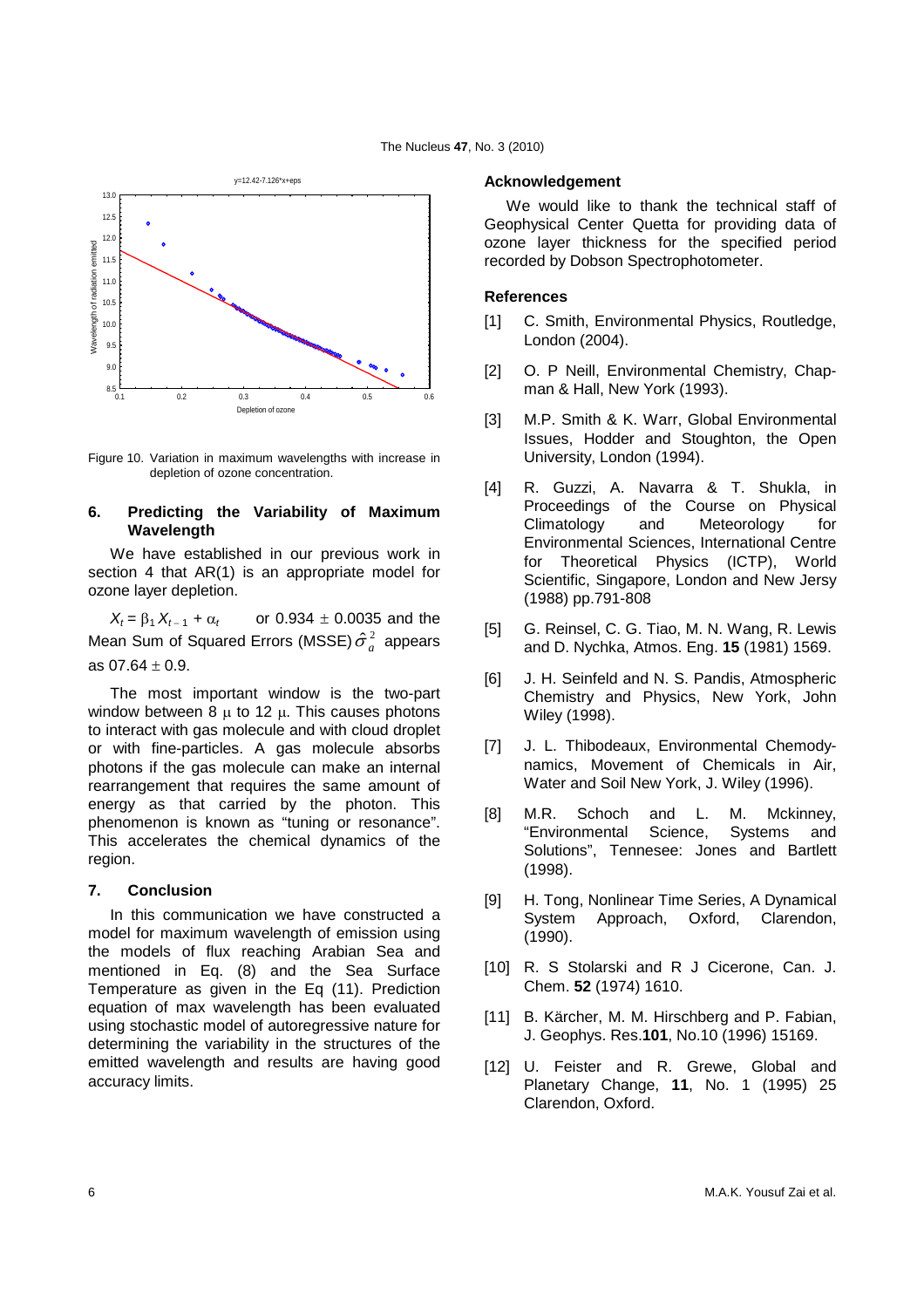Figure 10. Variation in maximum wavelengths with increase in depletion of ozone concentration.

## 6. Predicting the Variability of Maximum Wavelength

We have established in our previous work in section 4 that AR(1) is an appropriate model for ozone layer depletion.

$X_t = \beta_1 X_{t-1} + \alpha_t$ or 0.934 $\pm$ 0.0035 and the Mean Sum of Squared Errors (MSSE) $\hat{\sigma}_a^2$ appears as 07.64 $\pm$ 0.9.

The most important window is the two-part window between 8 $\mu$ to 12 $\mu$. This causes photons to interact with gas molecule and with cloud droplet or with fine-particles. A gas molecule absorbs photons if the gas molecule can make an internal rearrangement that requires the same amount of energy as that carried by the photon. This phenomenon is known as "tuning or resonance". This accelerates the chemical dynamics of the region.

## 7. Conclusion

In this communication we have constructed a model for maximum wavelength of emission using the models of flux reaching Arabian Sea and mentioned in Eq. (8) and the Sea Surface Temperature as given in the Eq (11). Prediction equation of max wavelength has been evaluated using stochastic model of autoregressive nature for determining the variability in the structures of the emitted wavelength and results are having good accuracy limits.

## Acknowledgement

We would like to thank the technical staff of Geophysical Center Quetta for providing data of ozone layer thickness for the specified period recorded by Dobson Spectrophotometer.

## References

[1] C. Smith, Environmental Physics, Routledge, London (2004).

[2] O. P Neill, Environmental Chemistry, Chapman & Hall, New York (1993).

[3] M.P. Smith & K. Warr, Global Environmental Issues, Hodder and Stoughton, the Open University, London (1994).

[4] R. Guzzi, A. Navarra & T. Shukla, in Proceedings of the Course on Physical Climatology and Meteorology for Environmental Sciences, International Centre for Theoretical Physics (ICTP), World Scientific, Singapore, London and New Jersy (1988) pp.791-808

[5] G. Reinsel, C. G. Tiao, M. N. Wang, R. Lewis and D. Nychka, Atmos. Eng. **15** (1981) 1569.

[6] J. H. Seinfeld and N. S. Pandis, Atmospheric Chemistry and Physics, New York, John Wiley (1998).

[7] J. L. Thibodeaux, Environmental Chemodynamics, Movement of Chemicals in Air, Water and Soil New York, J. Wiley (1996).

[8] M.R. Schoch and L. M. Mckinney, "Environmental Science, Systems and Solutions", Tennesee: Jones and Bartlett (1998).

[9] H. Tong, Nonlinear Time Series, A Dynamical System Approach, Oxford, Clarendon, (1990).

[10] R. S Stolarski and R J Cicerone, Can. J. Chem. **52** (1974) 1610.

[11] B. Kärcher, M. M. Hirschberg and P. Fabian, J. Geophys. Res.**101**, No.10 (1996) 15169.

[12] U. Feister and R. Grewe, Global and Planetary Change, **11**, No. 1 (1995) 25 Clarendon, Oxford.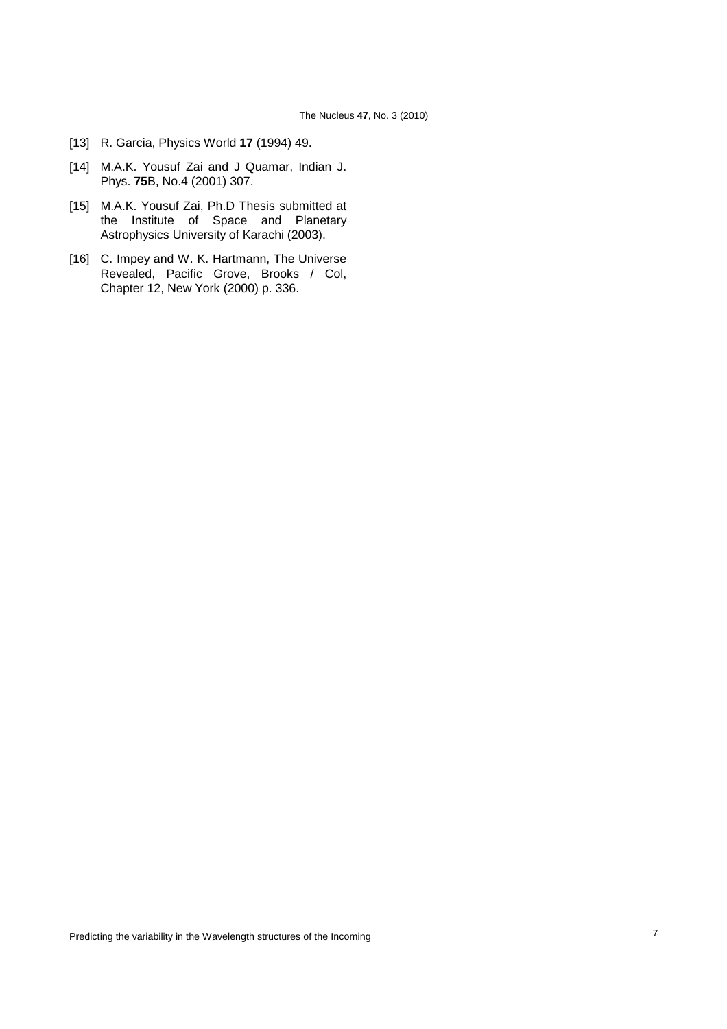[13] R. Garcia, Physics World **17** (1994) 49.

[14] M.A.K. Yousuf Zai and J Quamar, Indian J. Phys. **75**B, No.4 (2001) 307.

[15] M.A.K. Yousuf Zai, Ph.D Thesis submitted at the Institute of Space and Planetary Astrophysics University of Karachi (2003).

[16] C. Impey and W. K. Hartmann, The Universe Revealed, Pacific Grove, Brooks / Col, Chapter 12, New York (2000) p. 336.